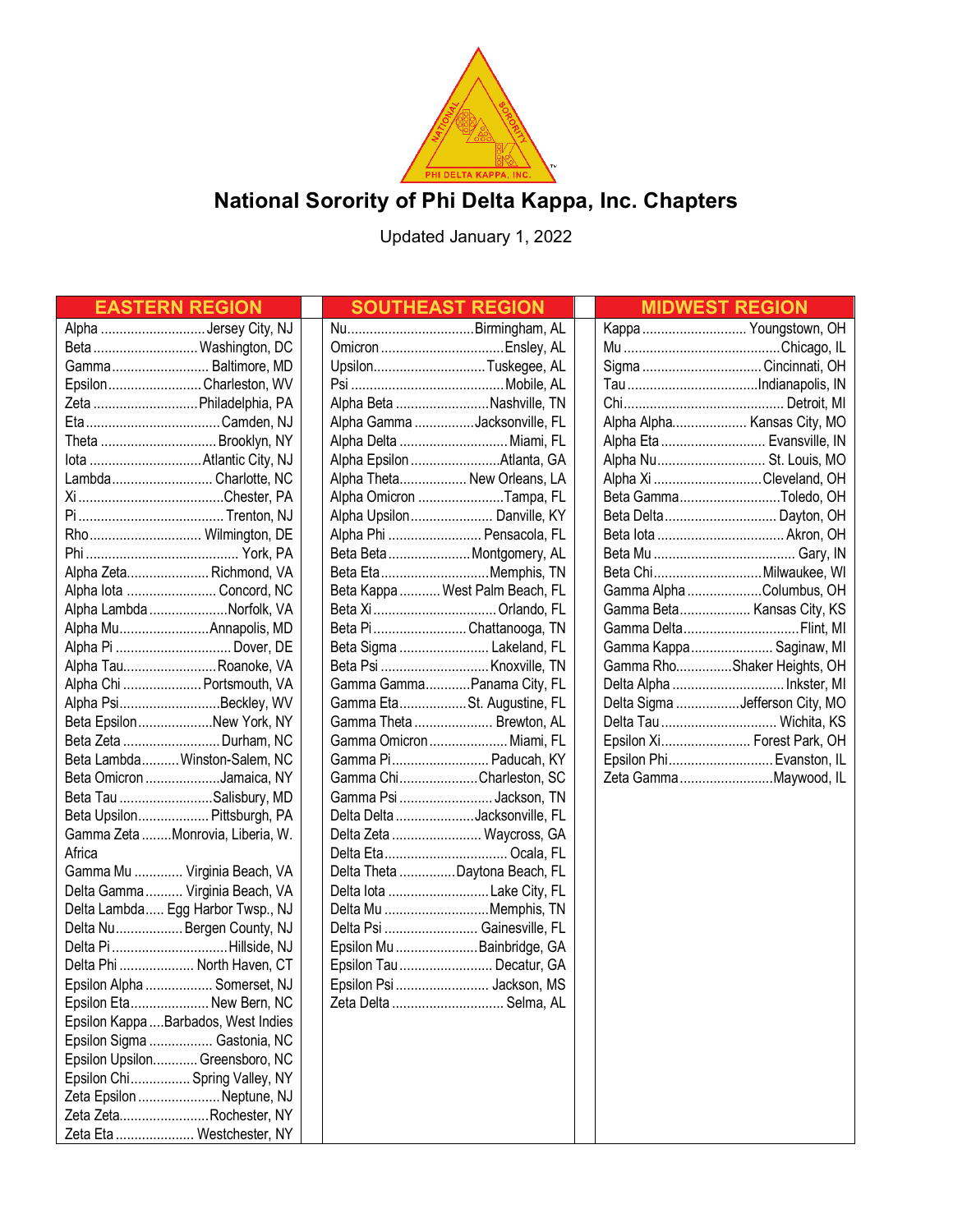# National Sorority of Phi Delta Kappa, Inc. Chapters

Updated January 1, 2022

## EASTERN REGION

| Chapter | Location |
|---|---|
| Alpha | Jersey City, NJ |
| Beta | Washington, DC |
| Gamma | Baltimore, MD |
| Epsilon | Charleston, WV |
| Zeta | Philadelphia, PA |
| Eta | Camden, NJ |
| Theta | Brooklyn, NY |
| Iota | Atlantic City, NJ |
| Lambda | Charlotte, NC |
| Xi | Chester, PA |
| Pi | Trenton, NJ |
| Rho | Wilmington, DE |
| Phi | York, PA |
| Alpha Zeta | Richmond, VA |
| Alpha Iota | Concord, NC |
| Alpha Lambda | Norfolk, VA |
| Alpha Mu | Annapolis, MD |
| Alpha Pi | Dover, DE |
| Alpha Tau | Roanoke, VA |
| Alpha Chi | Portsmouth, VA |
| Alpha Psi | Beckley, WV |
| Beta Epsilon | New York, NY |
| Beta Zeta | Durham, NC |
| Beta Lambda | Winston-Salem, NC |
| Beta Omicron | Jamaica, NY |
| Beta Tau | Salisbury, MD |
| Beta Upsilon | Pittsburgh, PA |
| Gamma Zeta | Monrovia, Liberia, W. Africa |
| Gamma Mu | Virginia Beach, VA |
| Delta Gamma | Virginia Beach, VA |
| Delta Lambda | Egg Harbor Twsp., NJ |
| Delta Nu | Bergen County, NJ |
| Delta Pi | Hillside, NJ |
| Delta Phi | North Haven, CT |
| Epsilon Alpha | Somerset, NJ |
| Epsilon Eta | New Bern, NC |
| Epsilon Kappa | Barbados, West Indies |
| Epsilon Sigma | Gastonia, NC |
| Epsilon Upsilon | Greensboro, NC |
| Epsilon Chi | Spring Valley, NY |
| Zeta Epsilon | Neptune, NJ |
| Zeta Zeta | Rochester, NY |
| Zeta Eta | Westchester, NY |

## SOUTHEAST REGION

| Chapter | Location |
|---|---|
| Nu | Birmingham, AL |
| Omicron | Ensley, AL |
| Upsilon | Tuskegee, AL |
| Psi | Mobile, AL |
| Alpha Beta | Nashville, TN |
| Alpha Gamma | Jacksonville, FL |
| Alpha Delta | Miami, FL |
| Alpha Epsilon | Atlanta, GA |
| Alpha Theta | New Orleans, LA |
| Alpha Omicron | Tampa, FL |
| Alpha Upsilon | Danville, KY |
| Alpha Phi | Pensacola, FL |
| Beta Beta | Montgomery, AL |
| Beta Eta | Memphis, TN |
| Beta Kappa | West Palm Beach, FL |
| Beta Xi | Orlando, FL |
| Beta Pi | Chattanooga, TN |
| Beta Sigma | Lakeland, FL |
| Beta Psi | Knoxville, TN |
| Gamma Gamma | Panama City, FL |
| Gamma Eta | St. Augustine, FL |
| Gamma Theta | Brewton, AL |
| Gamma Omicron | Miami, FL |
| Gamma Pi | Paducah, KY |
| Gamma Chi | Charleston, SC |
| Gamma Psi | Jackson, TN |
| Delta Delta | Jacksonville, FL |
| Delta Zeta | Waycross, GA |
| Delta Eta | Ocala, FL |
| Delta Theta | Daytona Beach, FL |
| Delta Iota | Lake City, FL |
| Delta Mu | Memphis, TN |
| Delta Psi | Gainesville, FL |
| Epsilon Mu | Bainbridge, GA |
| Epsilon Tau | Decatur, GA |
| Epsilon Psi | Jackson, MS |
| Zeta Delta | Selma, AL |

## MIDWEST REGION

| Chapter | Location |
|---|---|
| Kappa | Youngstown, OH |
| Mu | Chicago, IL |
| Sigma | Cincinnati, OH |
| Tau | Indianapolis, IN |
| Chi | Detroit, MI |
| Alpha Alpha | Kansas City, MO |
| Alpha Eta | Evansville, IN |
| Alpha Nu | St. Louis, MO |
| Alpha Xi | Cleveland, OH |
| Beta Gamma | Toledo, OH |
| Beta Delta | Dayton, OH |
| Beta Iota | Akron, OH |
| Beta Mu | Gary, IN |
| Beta Chi | Milwaukee, WI |
| Gamma Alpha | Columbus, OH |
| Gamma Beta | Kansas City, KS |
| Gamma Delta | Flint, MI |
| Gamma Kappa | Saginaw, MI |
| Gamma Rho | Shaker Heights, OH |
| Delta Alpha | Inkster, MI |
| Delta Sigma | Jefferson City, MO |
| Delta Tau | Wichita, KS |
| Epsilon Xi | Forest Park, OH |
| Epsilon Phi | Evanston, IL |
| Zeta Gamma | Maywood, IL |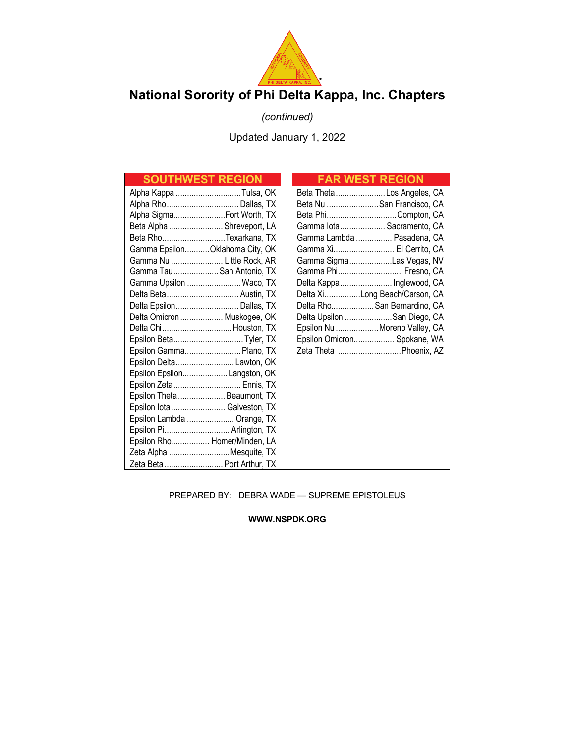# National Sorority of Phi Delta Kappa, Inc. Chapters

*(continued)*

Updated January 1, 2022

| SOUTHWEST REGION | | FAR WEST REGION | |
|---|---|---|---|
| Alpha Kappa | Tulsa, OK | Beta Theta | Los Angeles, CA |
| Alpha Rho | Dallas, TX | Beta Nu | San Francisco, CA |
| Alpha Sigma | Fort Worth, TX | Beta Phi | Compton, CA |
| Beta Alpha | Shreveport, LA | Gamma Iota | Sacramento, CA |
| Beta Rho | Texarkana, TX | Gamma Lambda | Pasadena, CA |
| Gamma Epsilon | Oklahoma City, OK | Gamma Xi | El Cerrito, CA |
| Gamma Nu | Little Rock, AR | Gamma Sigma | Las Vegas, NV |
| Gamma Tau | San Antonio, TX | Gamma Phi | Fresno, CA |
| Gamma Upsilon | Waco, TX | Delta Kappa | Inglewood, CA |
| Delta Beta | Austin, TX | Delta Xi | Long Beach/Carson, CA |
| Delta Epsilon | Dallas, TX | Delta Rho | San Bernardino, CA |
| Delta Omicron | Muskogee, OK | Delta Upsilon | San Diego, CA |
| Delta Chi | Houston, TX | Epsilon Nu | Moreno Valley, CA |
| Epsilon Beta | Tyler, TX | Epsilon Omicron | Spokane, WA |
| Epsilon Gamma | Plano, TX | Zeta Theta | Phoenix, AZ |
| Epsilon Delta | Lawton, OK | | |
| Epsilon Epsilon | Langston, OK | | |
| Epsilon Zeta | Ennis, TX | | |
| Epsilon Theta | Beaumont, TX | | |
| Epsilon Iota | Galveston, TX | | |
| Epsilon Lambda | Orange, TX | | |
| Epsilon Pi | Arlington, TX | | |
| Epsilon Rho | Homer/Minden, LA | | |
| Zeta Alpha | Mesquite, TX | | |
| Zeta Beta | Port Arthur, TX | | |

PREPARED BY: DEBRA WADE — SUPREME EPISTOLEUS

**WWW.NSPDK.ORG**